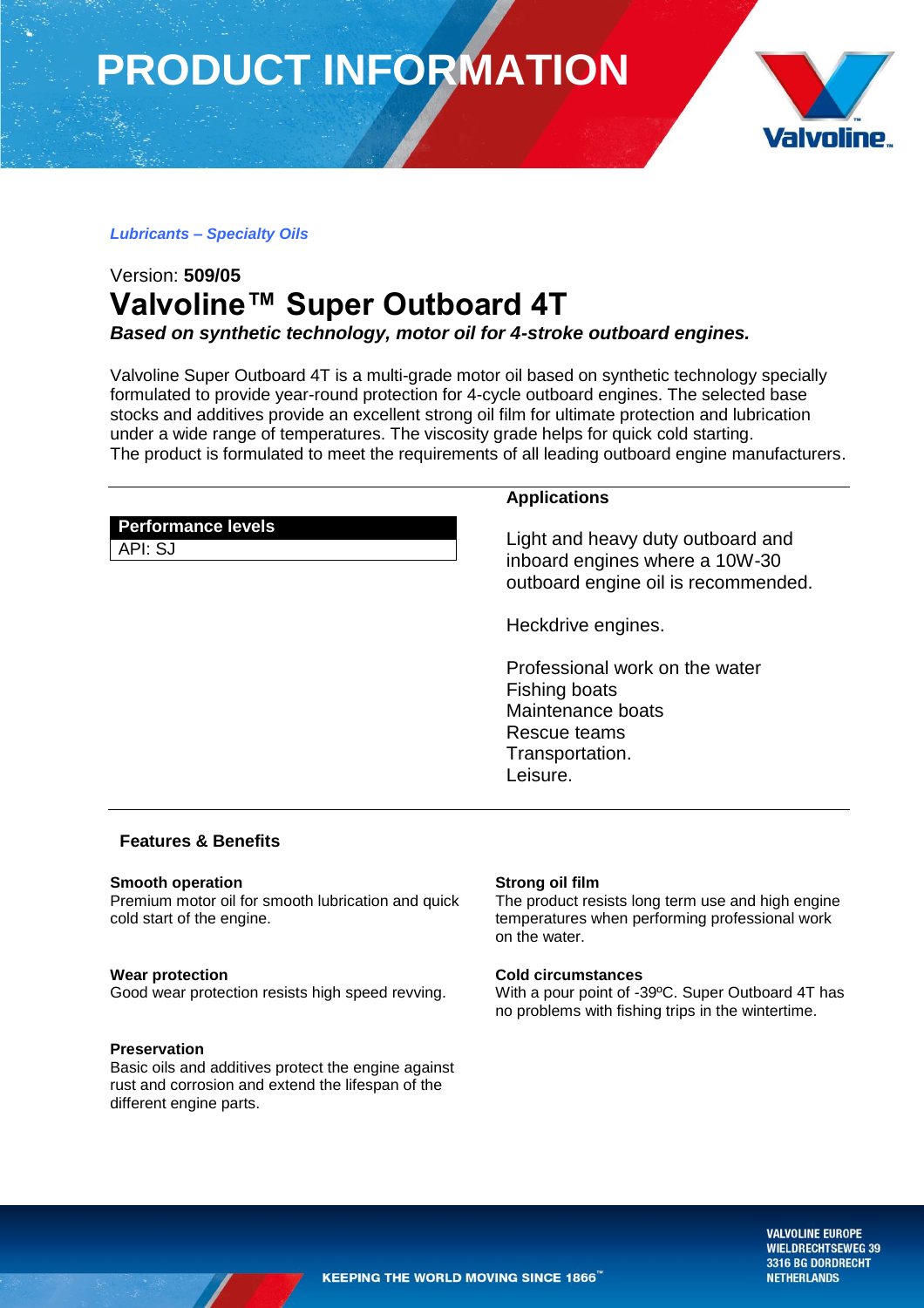# PRODUCT INFORMATION

***Lubricants – Specialty Oils***

Version: **509/05**

## Valvoline™ Super Outboard 4T

***Based on synthetic technology, motor oil for 4-stroke outboard engines.***

Valvoline Super Outboard 4T is a multi-grade motor oil based on synthetic technology specially formulated to provide year-round protection for 4-cycle outboard engines. The selected base stocks and additives provide an excellent strong oil film for ultimate protection and lubrication under a wide range of temperatures. The viscosity grade helps for quick cold starting.
The product is formulated to meet the requirements of all leading outboard engine manufacturers.

| Performance levels |
| --- |
| API: SJ |

### Applications

Light and heavy duty outboard and inboard engines where a 10W-30 outboard engine oil is recommended.

Heckdrive engines.

Professional work on the water
Fishing boats
Maintenance boats
Rescue teams
Transportation.
Leisure.

### Features & Benefits

**Smooth operation**
Premium motor oil for smooth lubrication and quick cold start of the engine.

**Wear protection**
Good wear protection resists high speed revving.

**Preservation**
Basic oils and additives protect the engine against rust and corrosion and extend the lifespan of the different engine parts.

**Strong oil film**
The product resists long term use and high engine temperatures when performing professional work on the water.

**Cold circumstances**
With a pour point of -39ºC. Super Outboard 4T has no problems with fishing trips in the wintertime.

KEEPING THE WORLD MOVING SINCE 1866™

VALVOLINE EUROPE
WIELDRECHTSEWEG 39
3316 BG DORDRECHT
NETHERLANDS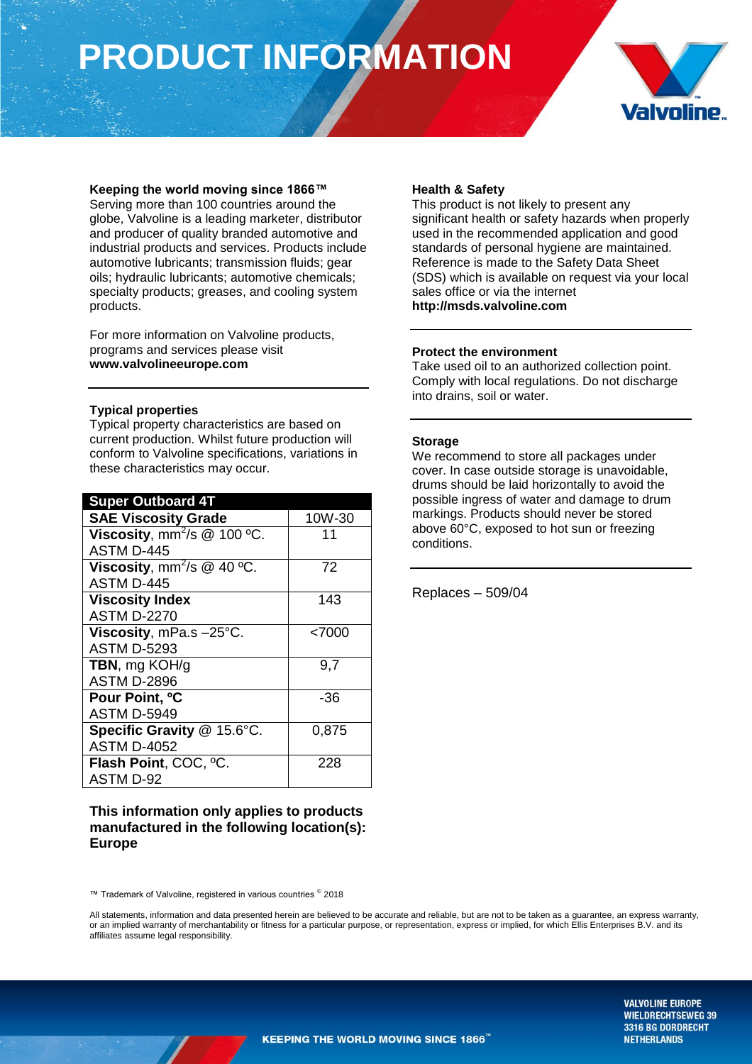# PRODUCT INFORMATION

**Keeping the world moving since 1866™**

Serving more than 100 countries around the globe, Valvoline is a leading marketer, distributor and producer of quality branded automotive and industrial products and services. Products include automotive lubricants; transmission fluids; gear oils; hydraulic lubricants; automotive chemicals; specialty products; greases, and cooling system products.

For more information on Valvoline products, programs and services please visit **www.valvolineeurope.com**

**Typical properties**

Typical property characteristics are based on current production. Whilst future production will conform to Valvoline specifications, variations in these characteristics may occur.

| **Super Outboard 4T** | |
|---|---|
| **SAE Viscosity Grade** | 10W-30 |
| **Viscosity**, $mm^2/s$ @ 100 ºC. ASTM D-445 | 11 |
| **Viscosity**, $mm^2/s$ @ 40 ºC. ASTM D-445 | 72 |
| **Viscosity Index** ASTM D-2270 | 143 |
| **Viscosity**, mPa.s –25°C. ASTM D-5293 | <7000 |
| **TBN**, mg KOH/g ASTM D-2896 | 9,7 |
| **Pour Point, ºC** ASTM D-5949 | -36 |
| **Specific Gravity** @ 15.6°C. ASTM D-4052 | 0,875 |
| **Flash Point**, COC, ºC. ASTM D-92 | 228 |

**This information only applies to products manufactured in the following location(s): Europe**

**Health & Safety**

This product is not likely to present any significant health or safety hazards when properly used in the recommended application and good standards of personal hygiene are maintained. Reference is made to the Safety Data Sheet (SDS) which is available on request via your local sales office or via the internet **http://msds.valvoline.com**

**Protect the environment**

Take used oil to an authorized collection point. Comply with local regulations. Do not discharge into drains, soil or water.

**Storage**

We recommend to store all packages under cover. In case outside storage is unavoidable, drums should be laid horizontally to avoid the possible ingress of water and damage to drum markings. Products should never be stored above 60°C, exposed to hot sun or freezing conditions.

Replaces – 509/04

™ Trademark of Valvoline, registered in various countries © 2018

All statements, information and data presented herein are believed to be accurate and reliable, but are not to be taken as a guarantee, an express warranty, or an implied warranty of merchantability or fitness for a particular purpose, or representation, express or implied, for which Ellis Enterprises B.V. and its affiliates assume legal responsibility.

KEEPING THE WORLD MOVING SINCE 1866™

VALVOLINE EUROPE
WIELDRECHTSEWEG 39
3316 BG DORDRECHT
NETHERLANDS